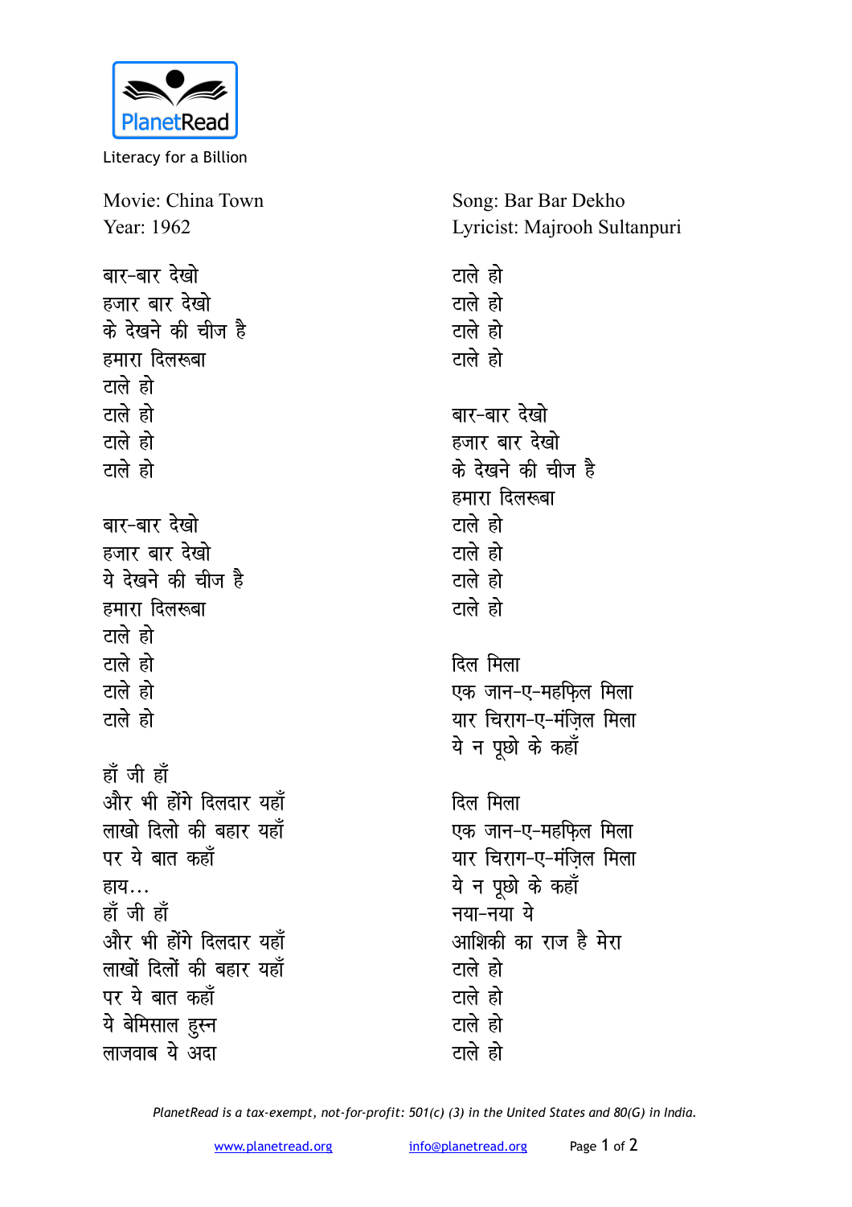PlanetRead

Literacy for a Billion

Movie: China Town
Year: 1962

Song: Bar Bar Dekho
Lyricist: Majrooh Sultanpuri

बार-बार देखो
हजार बार देखो
के देखने की चीज है
हमारा दिलरूबा
टाले हो
टाले हो
टाले हो
टाले हो

बार-बार देखो
हजार बार देखो
ये देखने की चीज है
हमारा दिलरूबा
टाले हो
टाले हो
टाले हो
टाले हो

हाँ जी हाँ
और भी होंगे दिलदार यहाँ
लाखो दिलो की बहार यहाँ
पर ये बात कहाँ
हाय...
हाँ जी हाँ
और भी होंगे दिलदार यहाँ
लाखों दिलों की बहार यहाँ
पर ये बात कहाँ
ये बेमिसाल हुस्न
लाजवाब ये अदा

टाले हो
टाले हो
टाले हो
टाले हो

बार-बार देखो
हजार बार देखो
के देखने की चीज है
हमारा दिलरूबा
टाले हो
टाले हो
टाले हो
टाले हो

दिल मिला
एक जान-ए-महफ़िल मिला
यार चिराग-ए-मंज़िल मिला
ये न पूछो के कहाँ

दिल मिला
एक जान-ए-महफ़िल मिला
यार चिराग-ए-मंज़िल मिला
ये न पूछो के कहाँ
नया-नया ये
आशिकी का राज है मेरा
टाले हो
टाले हो
टाले हो
टाले हो

*PlanetRead is a tax-exempt, not-for-profit: 501(c) (3) in the United States and 80(G) in India.*

www.planetread.org info@planetread.org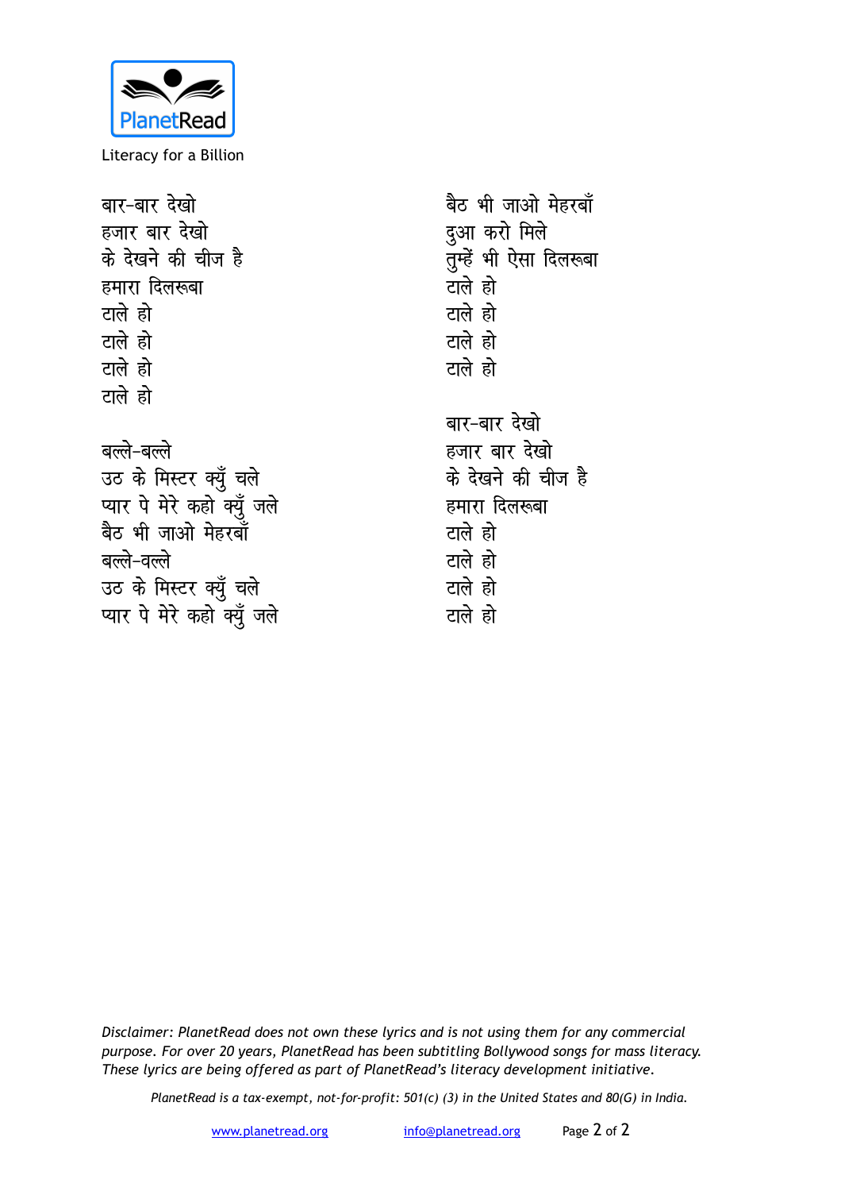PlanetRead

Literacy for a Billion

बार-बार देखो
हजार बार देखो
के देखने की चीज है
हमारा दिलरूबा
टाले हो
टाले हो
टाले हो
टाले हो

बल्ले-बल्ले
उठ के मिस्टर क्युँ चले
प्यार पे मेरे कहो क्युँ जले
बैठ भी जाओ मेहरबाँ
बल्ले-वल्ले
उठ के मिस्टर क्युँ चले
प्यार पे मेरे कहो क्युँ जले
बैठ भी जाओ मेहरबाँ
दुआ करो मिले
तुम्हें भी ऐसा दिलरूबा
टाले हो
टाले हो
टाले हो
टाले हो

बार-बार देखो
हजार बार देखो
के देखने की चीज है
हमारा दिलरूबा
टाले हो
टाले हो
टाले हो
टाले हो

*Disclaimer: PlanetRead does not own these lyrics and is not using them for any commercial purpose. For over 20 years, PlanetRead has been subtitling Bollywood songs for mass literacy. These lyrics are being offered as part of PlanetRead's literacy development initiative.*

*PlanetRead is a tax-exempt, not-for-profit: 501(c) (3) in the United States and 80(G) in India.*

www.planetread.org info@planetread.org